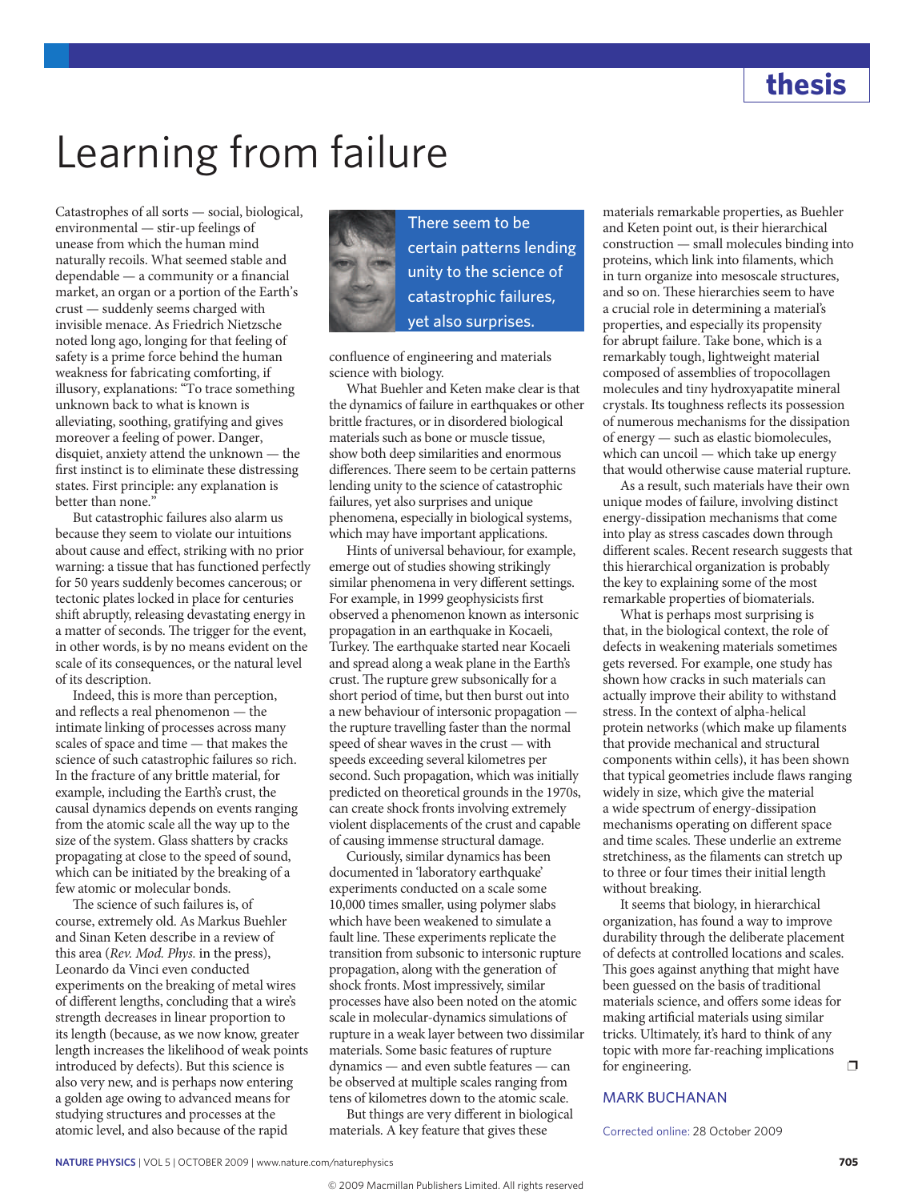thesis

# Learning from failure

Catastrophes of all sorts — social, biological, environmental — stir-up feelings of unease from which the human mind naturally recoils. What seemed stable and dependable — a community or a financial market, an organ or a portion of the Earth's crust — suddenly seems charged with invisible menace. As Friedrich Nietzsche noted long ago, longing for that feeling of safety is a prime force behind the human weakness for fabricating comforting, if illusory, explanations: "To trace something unknown back to what is known is alleviating, soothing, gratifying and gives moreover a feeling of power. Danger, disquiet, anxiety attend the unknown — the first instinct is to eliminate these distressing states. First principle: any explanation is better than none."

But catastrophic failures also alarm us because they seem to violate our intuitions about cause and effect, striking with no prior warning: a tissue that has functioned perfectly for 50 years suddenly becomes cancerous; or tectonic plates locked in place for centuries shift abruptly, releasing devastating energy in a matter of seconds. The trigger for the event, in other words, is by no means evident on the scale of its consequences, or the natural level of its description.

Indeed, this is more than perception, and reflects a real phenomenon — the intimate linking of processes across many scales of space and time — that makes the science of such catastrophic failures so rich. In the fracture of any brittle material, for example, including the Earth's crust, the causal dynamics depends on events ranging from the atomic scale all the way up to the size of the system. Glass shatters by cracks propagating at close to the speed of sound, which can be initiated by the breaking of a few atomic or molecular bonds.

The science of such failures is, of course, extremely old. As Markus Buehler and Sinan Keten describe in a review of this area (*Rev. Mod. Phys.* in the press), Leonardo da Vinci even conducted experiments on the breaking of metal wires of different lengths, concluding that a wire's strength decreases in linear proportion to its length (because, as we now know, greater length increases the likelihood of weak points introduced by defects). But this science is also very new, and is perhaps now entering a golden age owing to advanced means for studying structures and processes at the atomic level, and also because of the rapid confluence of engineering and materials science with biology.

> There seem to be certain patterns lending unity to the science of catastrophic failures, yet also surprises.

What Buehler and Keten make clear is that the dynamics of failure in earthquakes or other brittle fractures, or in disordered biological materials such as bone or muscle tissue, show both deep similarities and enormous differences. There seem to be certain patterns lending unity to the science of catastrophic failures, yet also surprises and unique phenomena, especially in biological systems, which may have important applications.

Hints of universal behaviour, for example, emerge out of studies showing strikingly similar phenomena in very different settings. For example, in 1999 geophysicists first observed a phenomenon known as intersonic propagation in an earthquake in Kocaeli, Turkey. The earthquake started near Kocaeli and spread along a weak plane in the Earth's crust. The rupture grew subsonically for a short period of time, but then burst out into a new behaviour of intersonic propagation — the rupture travelling faster than the normal speed of shear waves in the crust — with speeds exceeding several kilometres per second. Such propagation, which was initially predicted on theoretical grounds in the 1970s, can create shock fronts involving extremely violent displacements of the crust and capable of causing immense structural damage.

Curiously, similar dynamics has been documented in 'laboratory earthquake' experiments conducted on a scale some 10,000 times smaller, using polymer slabs which have been weakened to simulate a fault line. These experiments replicate the transition from subsonic to intersonic rupture propagation, along with the generation of shock fronts. Most impressively, similar processes have also been noted on the atomic scale in molecular-dynamics simulations of rupture in a weak layer between two dissimilar materials. Some basic features of rupture dynamics — and even subtle features — can be observed at multiple scales ranging from tens of kilometres down to the atomic scale.

But things are very different in biological materials. A key feature that gives these materials remarkable properties, as Buehler and Keten point out, is their hierarchical construction — small molecules binding into proteins, which link into filaments, which in turn organize into mesoscale structures, and so on. These hierarchies seem to have a crucial role in determining a material's properties, and especially its propensity for abrupt failure. Take bone, which is a remarkably tough, lightweight material composed of assemblies of tropocollagen molecules and tiny hydroxyapatite mineral crystals. Its toughness reflects its possession of numerous mechanisms for the dissipation of energy — such as elastic biomolecules, which can uncoil — which take up energy that would otherwise cause material rupture.

As a result, such materials have their own unique modes of failure, involving distinct energy-dissipation mechanisms that come into play as stress cascades down through different scales. Recent research suggests that this hierarchical organization is probably the key to explaining some of the most remarkable properties of biomaterials.

What is perhaps most surprising is that, in the biological context, the role of defects in weakening materials sometimes gets reversed. For example, one study has shown how cracks in such materials can actually improve their ability to withstand stress. In the context of alpha-helical protein networks (which make up filaments that provide mechanical and structural components within cells), it has been shown that typical geometries include flaws ranging widely in size, which give the material a wide spectrum of energy-dissipation mechanisms operating on different space and time scales. These underlie an extreme stretchiness, as the filaments can stretch up to three or four times their initial length without breaking.

It seems that biology, in hierarchical organization, has found a way to improve durability through the deliberate placement of defects at controlled locations and scales. This goes against anything that might have been guessed on the basis of traditional materials science, and offers some ideas for making artificial materials using similar tricks. Ultimately, it's hard to think of any topic with more far-reaching implications for engineering. ❐

MARK BUCHANAN

Corrected online: 28 October 2009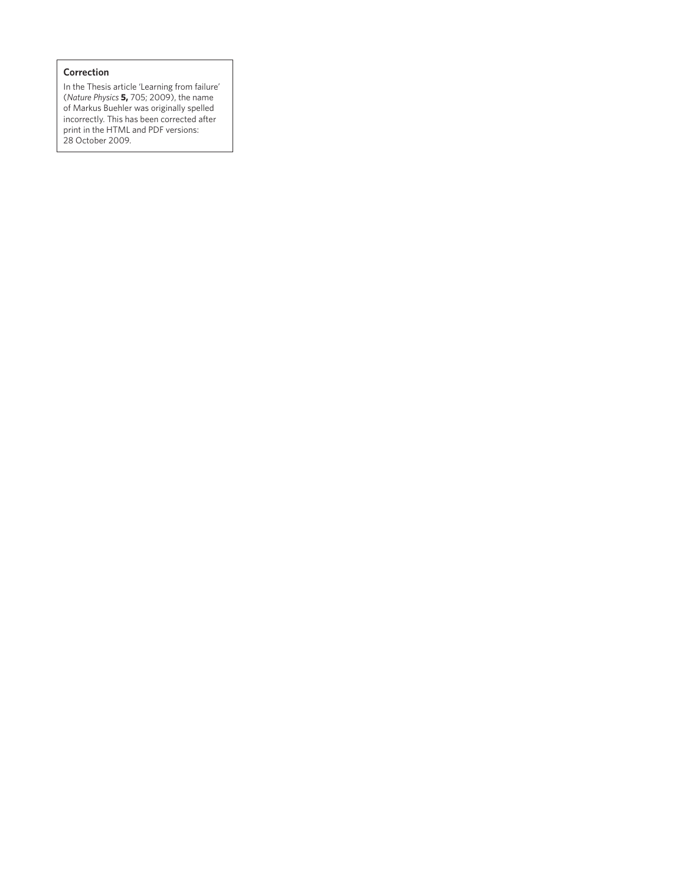## Correction

In the Thesis article 'Learning from failure' (*Nature Physics* **5,** 705; 2009), the name of Markus Buehler was originally spelled incorrectly. This has been corrected after print in the HTML and PDF versions: 28 October 2009.